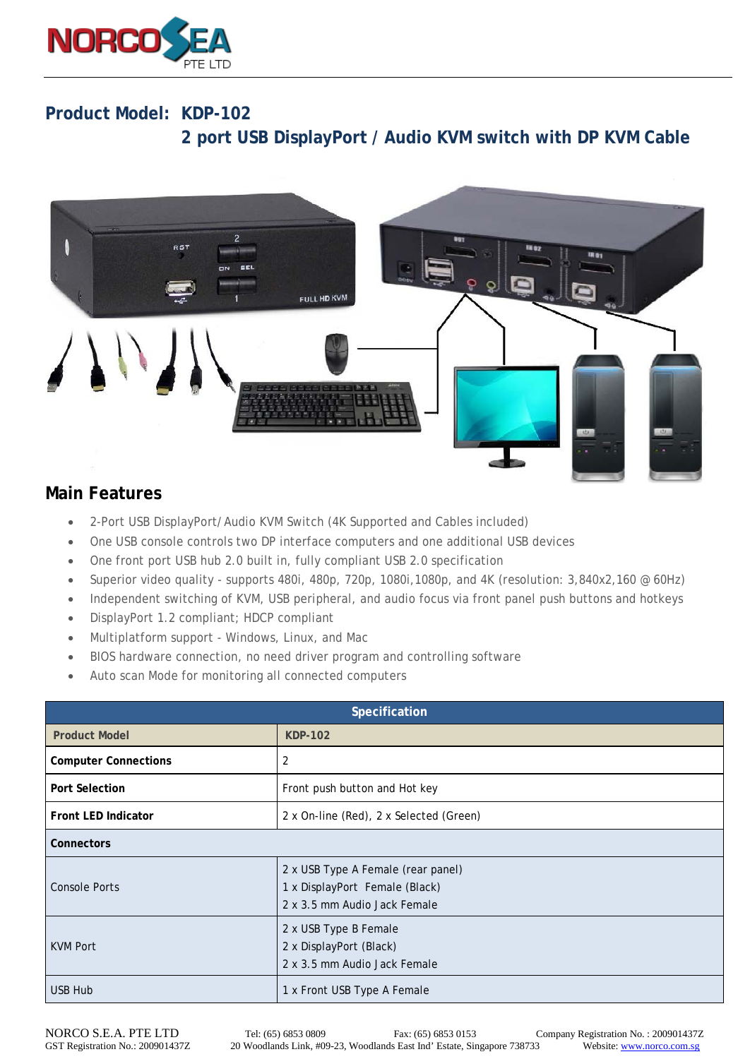# Product Model: KDP-102

## 2 port USB DisplayPort / Audio KVM switch with DP KVM Cable

## Main Features

- 2-Port USB DisplayPort/Audio KVM Switch (4K Supported and Cables included)
- One USB console controls two DP interface computers and one additional USB devices
- One front port USB hub 2.0 built in, fully compliant USB 2.0 specification
- Superior video quality - supports 480i, 480p, 720p, 1080i,1080p, and 4K (resolution: 3,840x2,160 @ 60Hz)
- Independent switching of KVM, USB peripheral, and audio focus via front panel push buttons and hotkeys
- DisplayPort 1.2 compliant; HDCP compliant
- Multiplatform support - Windows, Linux, and Mac
- BIOS hardware connection, no need driver program and controlling software
- Auto scan Mode for monitoring all connected computers

| Specification | |
|---|---|
| **Product Model** | **KDP-102** |
| **Computer Connections** | 2 |
| **Port Selection** | Front push button and Hot key |
| **Front LED Indicator** | 2 x On-line (Red), 2 x Selected (Green) |
| **Connectors** | |
| Console Ports | 2 x USB Type A Female (rear panel)<br>1 x DisplayPort Female (Black)<br>2 x 3.5 mm Audio Jack Female |
| KVM Port | 2 x USB Type B Female<br>2 x DisplayPort (Black)<br>2 x 3.5 mm Audio Jack Female |
| USB Hub | 1 x Front USB Type A Female |

NORCO S.E.A. PTE LTD　Tel: (65) 6853 0809　Fax: (65) 6853 0153　Company Registration No. : 200901437Z
GST Registration No.: 200901437Z　20 Woodlands Link, #09-23, Woodlands East Ind' Estate, Singapore 738733　Website: www.norco.com.sg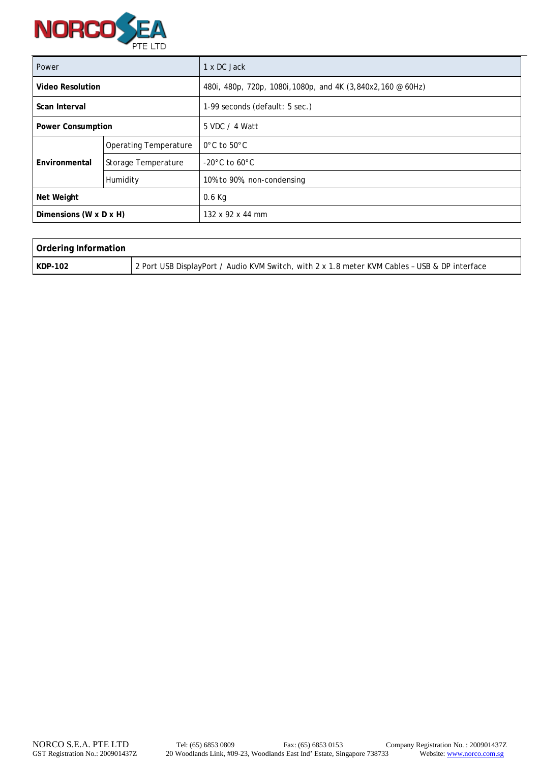| | | |
|---|---|---|
| Power | | 1 x DC Jack |
| **Video Resolution** | | 480i, 480p, 720p, 1080i,1080p, and 4K (3,840x2,160 @ 60Hz) |
| **Scan Interval** | | 1-99 seconds (default: 5 sec.) |
| **Power Consumption** | | 5 VDC / 4 Watt |
| **Environmental** | Operating Temperature | 0°C to 50°C |
| | Storage Temperature | -20°C to 60°C |
| | Humidity | 10% to 90%, non-condensing |
| **Net Weight** | | 0.6 Kg |
| **Dimensions (W x D x H)** | | 132 x 92 x 44 mm |

| **Ordering Information** | |
|---|---|
| **KDP-102** | 2 Port USB DisplayPort / Audio KVM Switch, with 2 x 1.8 meter KVM Cables – USB & DP interface |